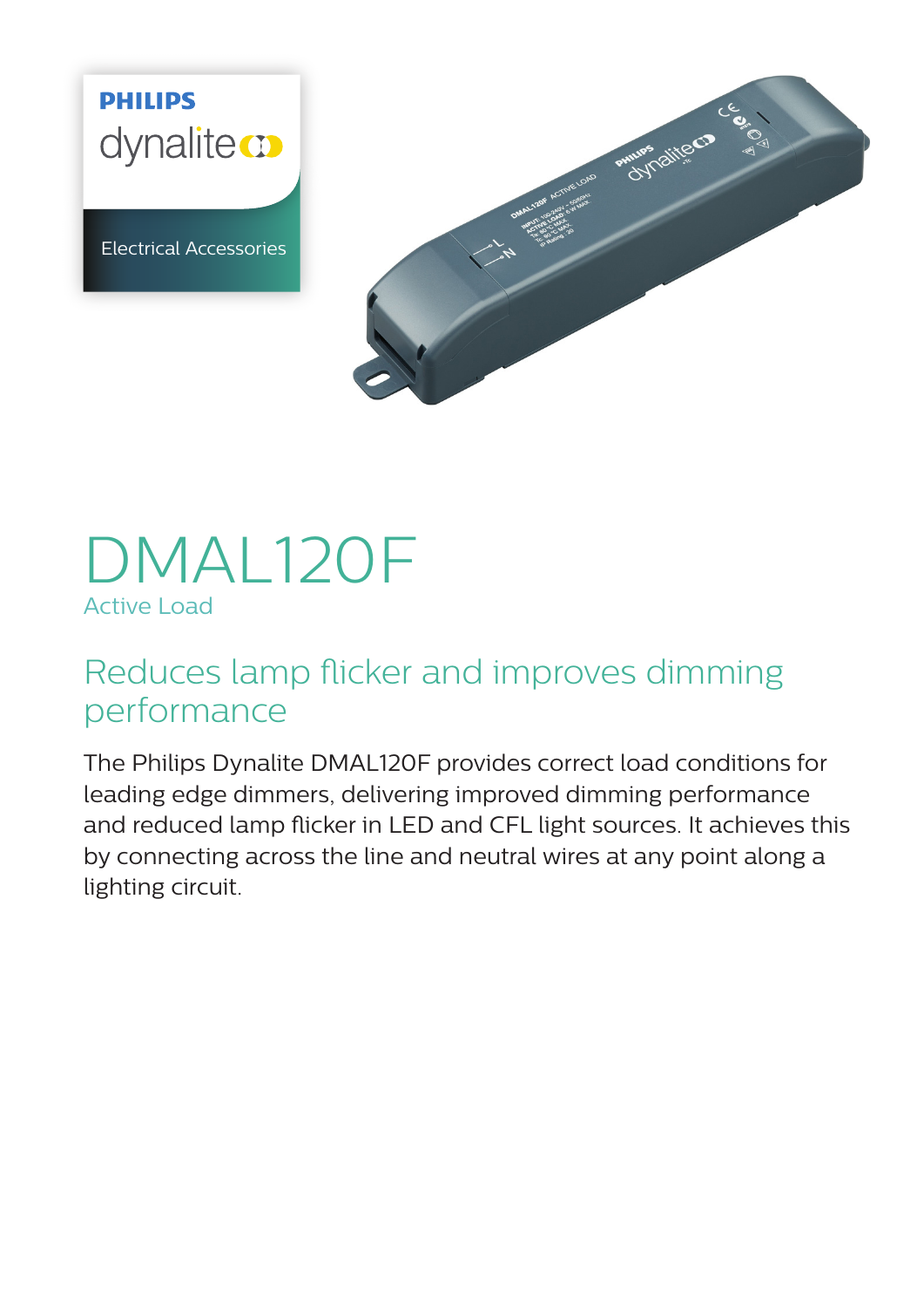PHILIPS
dynalite

Electrical Accessories

# DMAL120F

Active Load

## Reduces lamp flicker and improves dimming performance

The Philips Dynalite DMAL120F provides correct load conditions for leading edge dimmers, delivering improved dimming performance and reduced lamp flicker in LED and CFL light sources. It achieves this by connecting across the line and neutral wires at any point along a lighting circuit.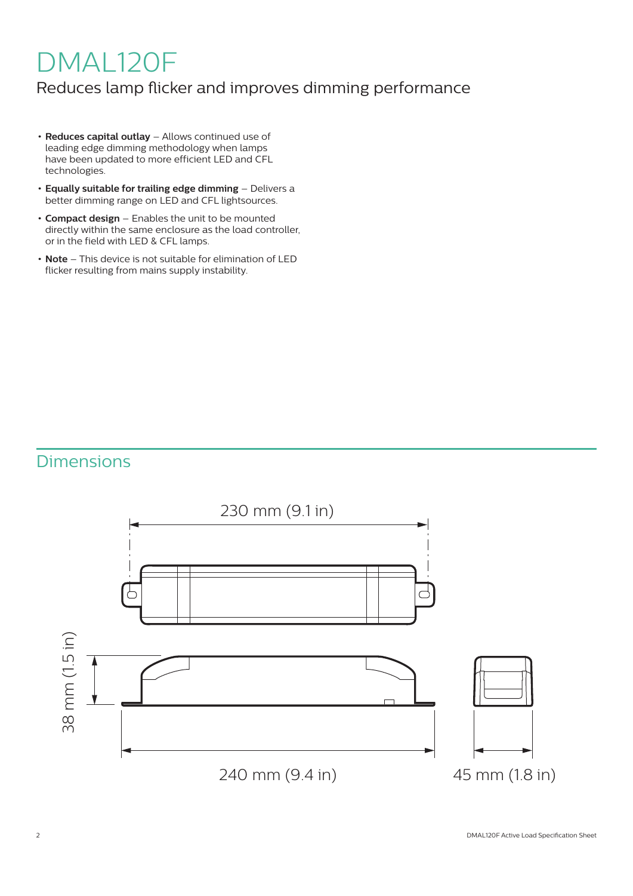# DMAL120F

## Reduces lamp flicker and improves dimming performance

- **Reduces capital outlay** – Allows continued use of leading edge dimming methodology when lamps have been updated to more efficient LED and CFL technologies.
- **Equally suitable for trailing edge dimming** – Delivers a better dimming range on LED and CFL lightsources.
- **Compact design** – Enables the unit to be mounted directly within the same enclosure as the load controller, or in the field with LED & CFL lamps.
- **Note** – This device is not suitable for elimination of LED flicker resulting from mains supply instability.

## Dimensions

230 mm (9.1 in)

38 mm (1.5 in)

240 mm (9.4 in)

45 mm (1.8 in)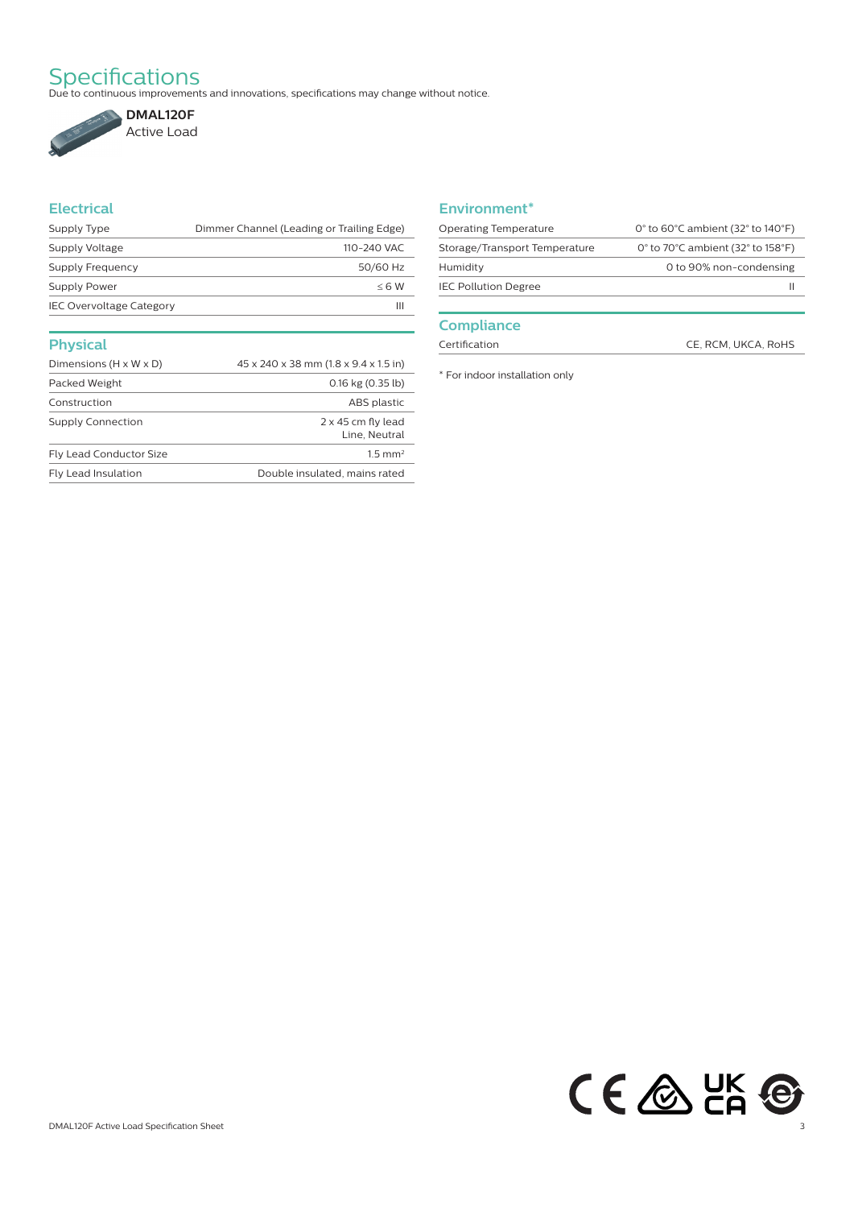# Specifications

Due to continuous improvements and innovations, specifications may change without notice.

**DMAL120F**
Active Load

## Electrical

| Supply Type | Dimmer Channel (Leading or Trailing Edge) |
|---|---|
| Supply Voltage | 110-240 VAC |
| Supply Frequency | 50/60 Hz |
| Supply Power | ≤ 6 W |
| IEC Overvoltage Category | III |

## Physical

| Dimensions (H x W x D) | 45 x 240 x 38 mm (1.8 x 9.4 x 1.5 in) |
|---|---|
| Packed Weight | 0.16 kg (0.35 lb) |
| Construction | ABS plastic |
| Supply Connection | 2 x 45 cm fly lead Line, Neutral |
| Fly Lead Conductor Size | 1.5 $mm^2$ |
| Fly Lead Insulation | Double insulated, mains rated |

## Environment*

| Operating Temperature | 0° to 60°C ambient (32° to 140°F) |
|---|---|
| Storage/Transport Temperature | 0° to 70°C ambient (32° to 158°F) |
| Humidity | 0 to 90% non-condensing |
| IEC Pollution Degree | II |

## Compliance

| Certification | CE, RCM, UKCA, RoHS |
|---|---|

* For indoor installation only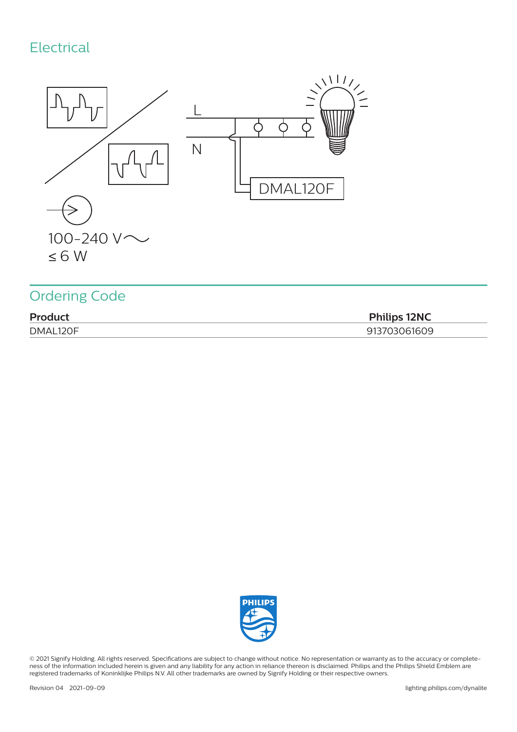## Electrical

L

N

DMAL120F

100-240 V~

≤ 6 W

## Ordering Code

| Product | Philips 12NC |
|---|---|
| DMAL120F | 913703061609 |

© 2021 Signify Holding. All rights reserved. Specifications are subject to change without notice. No representation or warranty as to the accuracy or completeness of the information included herein is given and any liability for any action in reliance thereon is disclaimed. Philips and the Philips Shield Emblem are registered trademarks of Koninklijke Philips N.V. All other trademarks are owned by Signify Holding or their respective owners.

Revision 04 2021-09-09

lighting.philips.com/dynalite